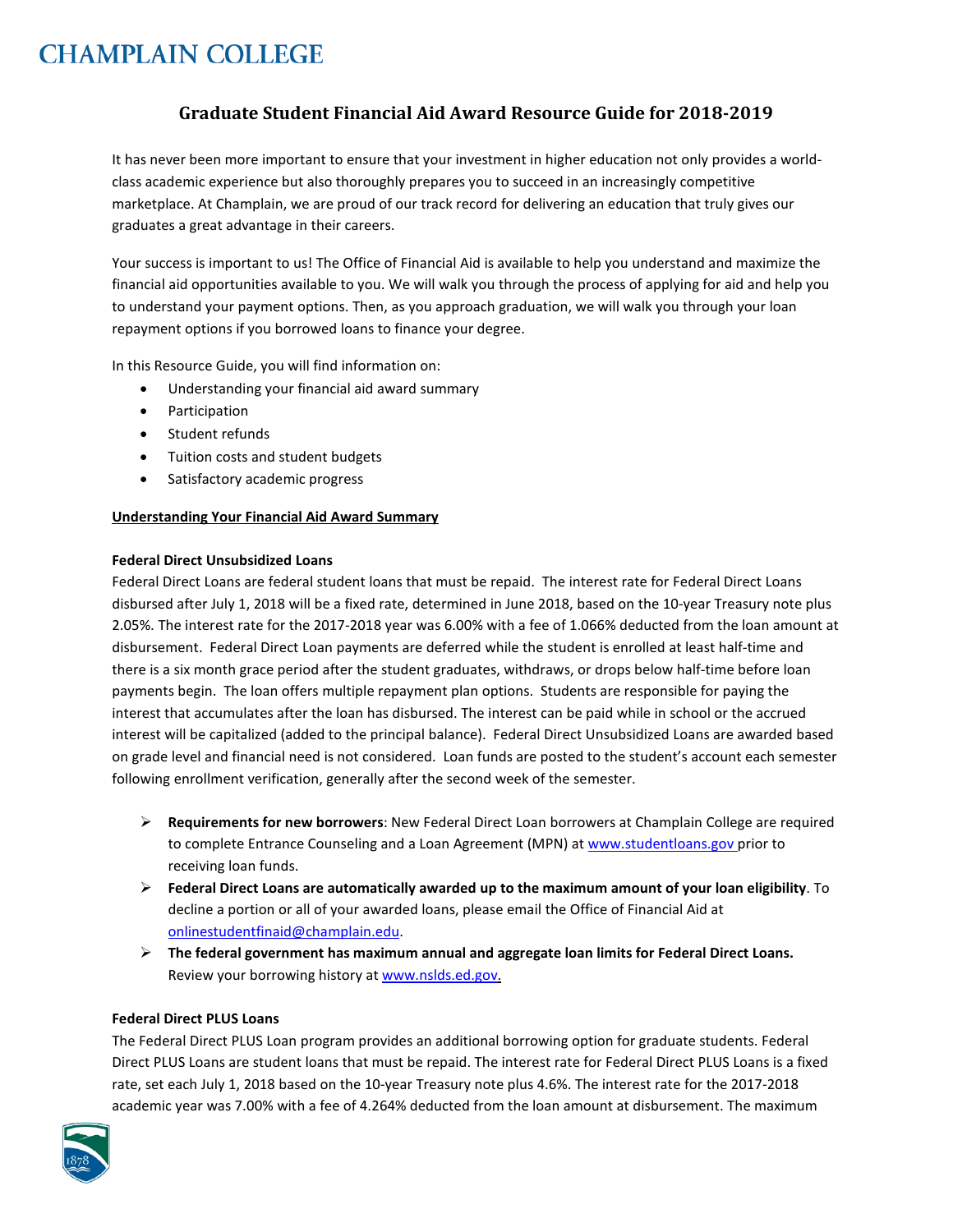# CHAMPLAIN COLLEGE

## Graduate Student Financial Aid Award Resource Guide for 2018-2019

It has never been more important to ensure that your investment in higher education not only provides a world-class academic experience but also thoroughly prepares you to succeed in an increasingly competitive marketplace. At Champlain, we are proud of our track record for delivering an education that truly gives our graduates a great advantage in their careers.

Your success is important to us! The Office of Financial Aid is available to help you understand and maximize the financial aid opportunities available to you. We will walk you through the process of applying for aid and help you to understand your payment options. Then, as you approach graduation, we will walk you through your loan repayment options if you borrowed loans to finance your degree.

In this Resource Guide, you will find information on:

- Understanding your financial aid award summary
- Participation
- Student refunds
- Tuition costs and student budgets
- Satisfactory academic progress

**Understanding Your Financial Aid Award Summary**

**Federal Direct Unsubsidized Loans**

Federal Direct Loans are federal student loans that must be repaid. The interest rate for Federal Direct Loans disbursed after July 1, 2018 will be a fixed rate, determined in June 2018, based on the 10-year Treasury note plus 2.05%. The interest rate for the 2017-2018 year was 6.00% with a fee of 1.066% deducted from the loan amount at disbursement. Federal Direct Loan payments are deferred while the student is enrolled at least half-time and there is a six month grace period after the student graduates, withdraws, or drops below half-time before loan payments begin. The loan offers multiple repayment plan options. Students are responsible for paying the interest that accumulates after the loan has disbursed. The interest can be paid while in school or the accrued interest will be capitalized (added to the principal balance). Federal Direct Unsubsidized Loans are awarded based on grade level and financial need is not considered. Loan funds are posted to the student's account each semester following enrollment verification, generally after the second week of the semester.

- **Requirements for new borrowers**: New Federal Direct Loan borrowers at Champlain College are required to complete Entrance Counseling and a Loan Agreement (MPN) at www.studentloans.gov prior to receiving loan funds.
- **Federal Direct Loans are automatically awarded up to the maximum amount of your loan eligibility**. To decline a portion or all of your awarded loans, please email the Office of Financial Aid at onlinestudentfinaid@champlain.edu.
- **The federal government has maximum annual and aggregate loan limits for Federal Direct Loans.** Review your borrowing history at www.nslds.ed.gov.

**Federal Direct PLUS Loans**

The Federal Direct PLUS Loan program provides an additional borrowing option for graduate students. Federal Direct PLUS Loans are student loans that must be repaid. The interest rate for Federal Direct PLUS Loans is a fixed rate, set each July 1, 2018 based on the 10-year Treasury note plus 4.6%. The interest rate for the 2017-2018 academic year was 7.00% with a fee of 4.264% deducted from the loan amount at disbursement. The maximum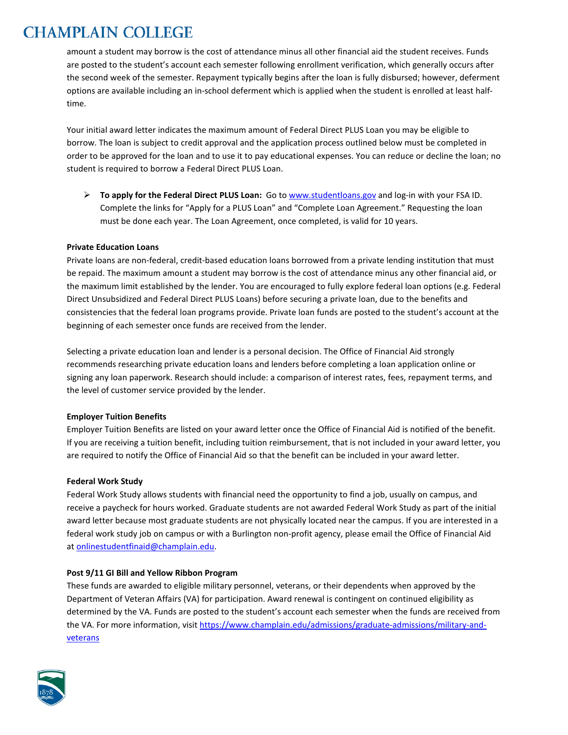amount a student may borrow is the cost of attendance minus all other financial aid the student receives. Funds are posted to the student's account each semester following enrollment verification, which generally occurs after the second week of the semester. Repayment typically begins after the loan is fully disbursed; however, deferment options are available including an in-school deferment which is applied when the student is enrolled at least half-time.

Your initial award letter indicates the maximum amount of Federal Direct PLUS Loan you may be eligible to borrow. The loan is subject to credit approval and the application process outlined below must be completed in order to be approved for the loan and to use it to pay educational expenses. You can reduce or decline the loan; no student is required to borrow a Federal Direct PLUS Loan.

- **To apply for the Federal Direct PLUS Loan:** Go to www.studentloans.gov and log-in with your FSA ID. Complete the links for "Apply for a PLUS Loan" and "Complete Loan Agreement." Requesting the loan must be done each year. The Loan Agreement, once completed, is valid for 10 years.

**Private Education Loans**

Private loans are non-federal, credit-based education loans borrowed from a private lending institution that must be repaid. The maximum amount a student may borrow is the cost of attendance minus any other financial aid, or the maximum limit established by the lender. You are encouraged to fully explore federal loan options (e.g. Federal Direct Unsubsidized and Federal Direct PLUS Loans) before securing a private loan, due to the benefits and consistencies that the federal loan programs provide. Private loan funds are posted to the student's account at the beginning of each semester once funds are received from the lender.

Selecting a private education loan and lender is a personal decision. The Office of Financial Aid strongly recommends researching private education loans and lenders before completing a loan application online or signing any loan paperwork. Research should include: a comparison of interest rates, fees, repayment terms, and the level of customer service provided by the lender.

**Employer Tuition Benefits**

Employer Tuition Benefits are listed on your award letter once the Office of Financial Aid is notified of the benefit. If you are receiving a tuition benefit, including tuition reimbursement, that is not included in your award letter, you are required to notify the Office of Financial Aid so that the benefit can be included in your award letter.

**Federal Work Study**

Federal Work Study allows students with financial need the opportunity to find a job, usually on campus, and receive a paycheck for hours worked. Graduate students are not awarded Federal Work Study as part of the initial award letter because most graduate students are not physically located near the campus. If you are interested in a federal work study job on campus or with a Burlington non-profit agency, please email the Office of Financial Aid at onlinestudentfinaid@champlain.edu.

**Post 9/11 GI Bill and Yellow Ribbon Program**

These funds are awarded to eligible military personnel, veterans, or their dependents when approved by the Department of Veteran Affairs (VA) for participation. Award renewal is contingent on continued eligibility as determined by the VA. Funds are posted to the student's account each semester when the funds are received from the VA. For more information, visit https://www.champlain.edu/admissions/graduate-admissions/military-and-veterans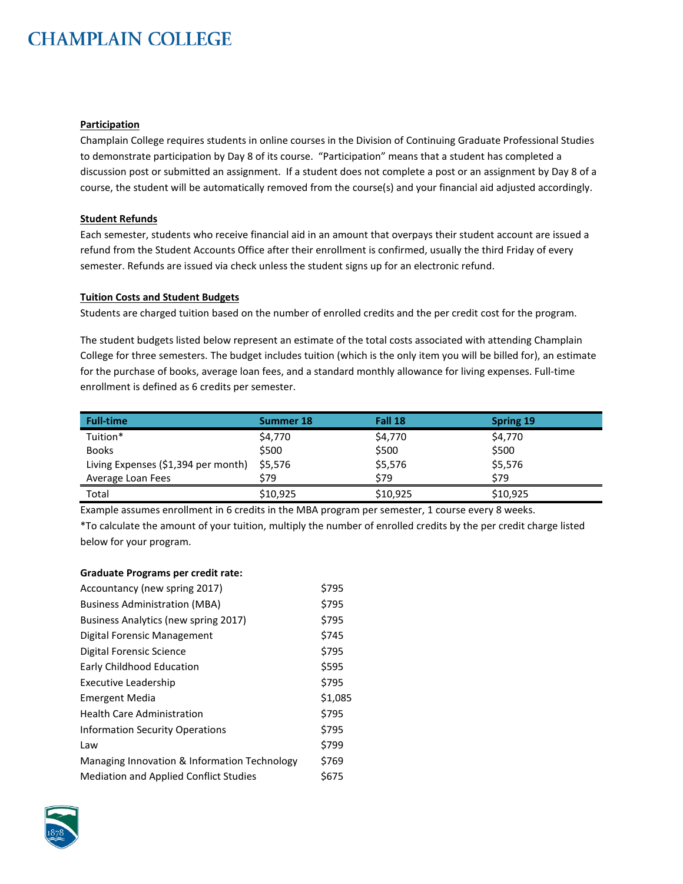**Participation**

Champlain College requires students in online courses in the Division of Continuing Graduate Professional Studies to demonstrate participation by Day 8 of its course. "Participation" means that a student has completed a discussion post or submitted an assignment. If a student does not complete a post or an assignment by Day 8 of a course, the student will be automatically removed from the course(s) and your financial aid adjusted accordingly.

**Student Refunds**

Each semester, students who receive financial aid in an amount that overpays their student account are issued a refund from the Student Accounts Office after their enrollment is confirmed, usually the third Friday of every semester. Refunds are issued via check unless the student signs up for an electronic refund.

**Tuition Costs and Student Budgets**

Students are charged tuition based on the number of enrolled credits and the per credit cost for the program.

The student budgets listed below represent an estimate of the total costs associated with attending Champlain College for three semesters. The budget includes tuition (which is the only item you will be billed for), an estimate for the purchase of books, average loan fees, and a standard monthly allowance for living expenses. Full-time enrollment is defined as 6 credits per semester.

| Full-time | Summer 18 | Fall 18 | Spring 19 |
|---|---|---|---|
| Tuition* | $4,770 | $4,770 | $4,770 |
| Books | $500 | $500 | $500 |
| Living Expenses ($1,394 per month) | $5,576 | $5,576 | $5,576 |
| Average Loan Fees | $79 | $79 | $79 |
| Total | $10,925 | $10,925 | $10,925 |

Example assumes enrollment in 6 credits in the MBA program per semester, 1 course every 8 weeks.

*To calculate the amount of your tuition, multiply the number of enrolled credits by the per credit charge listed below for your program.

**Graduate Programs per credit rate:**

| Program | Rate |
|---|---|
| Accountancy (new spring 2017) | $795 |
| Business Administration (MBA) | $795 |
| Business Analytics (new spring 2017) | $795 |
| Digital Forensic Management | $745 |
| Digital Forensic Science | $795 |
| Early Childhood Education | $595 |
| Executive Leadership | $795 |
| Emergent Media | $1,085 |
| Health Care Administration | $795 |
| Information Security Operations | $795 |
| Law | $799 |
| Managing Innovation & Information Technology | $769 |
| Mediation and Applied Conflict Studies | $675 |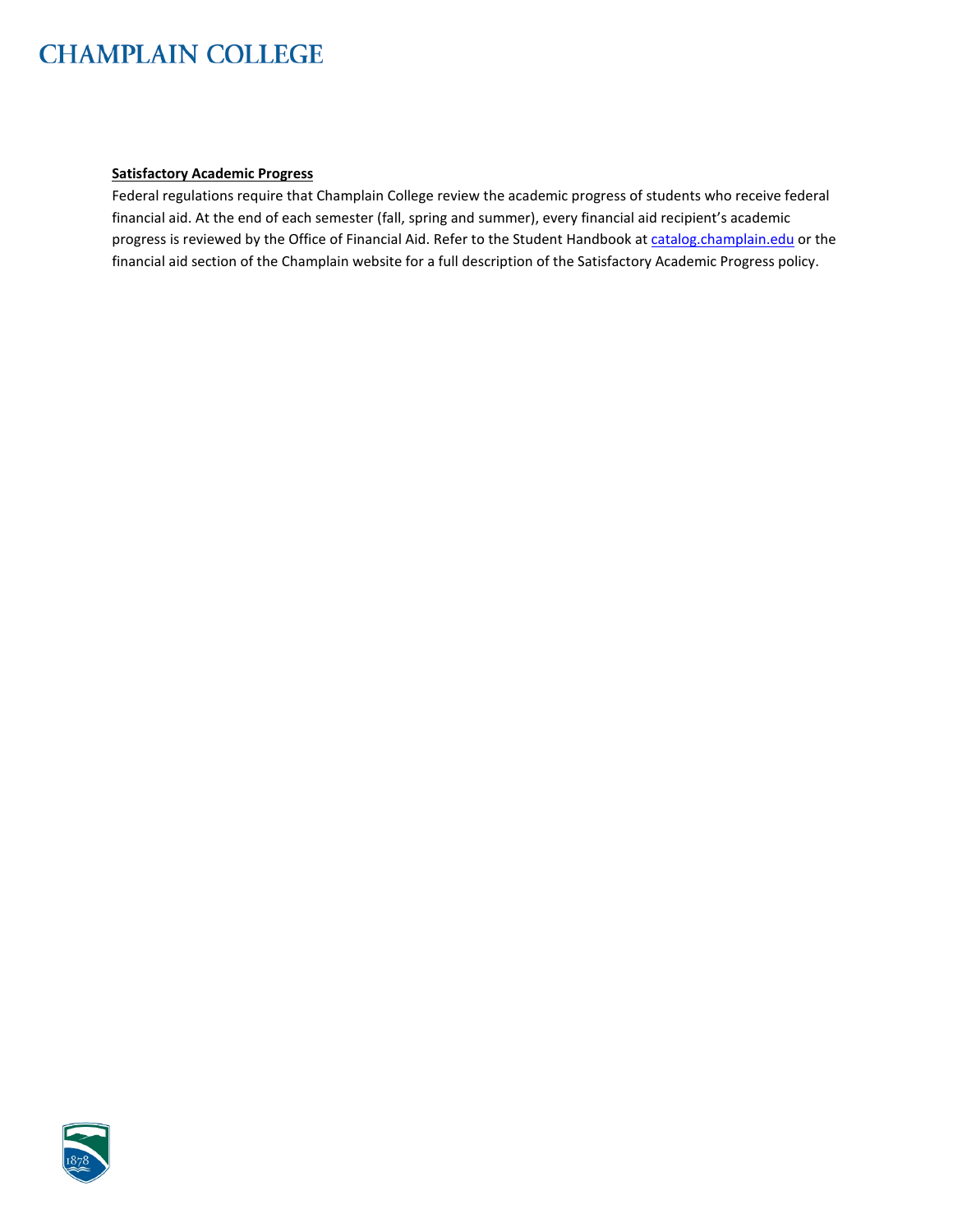**Satisfactory Academic Progress**

Federal regulations require that Champlain College review the academic progress of students who receive federal financial aid. At the end of each semester (fall, spring and summer), every financial aid recipient's academic progress is reviewed by the Office of Financial Aid. Refer to the Student Handbook at [catalog.champlain.edu](catalog.champlain.edu) or the financial aid section of the Champlain website for a full description of the Satisfactory Academic Progress policy.